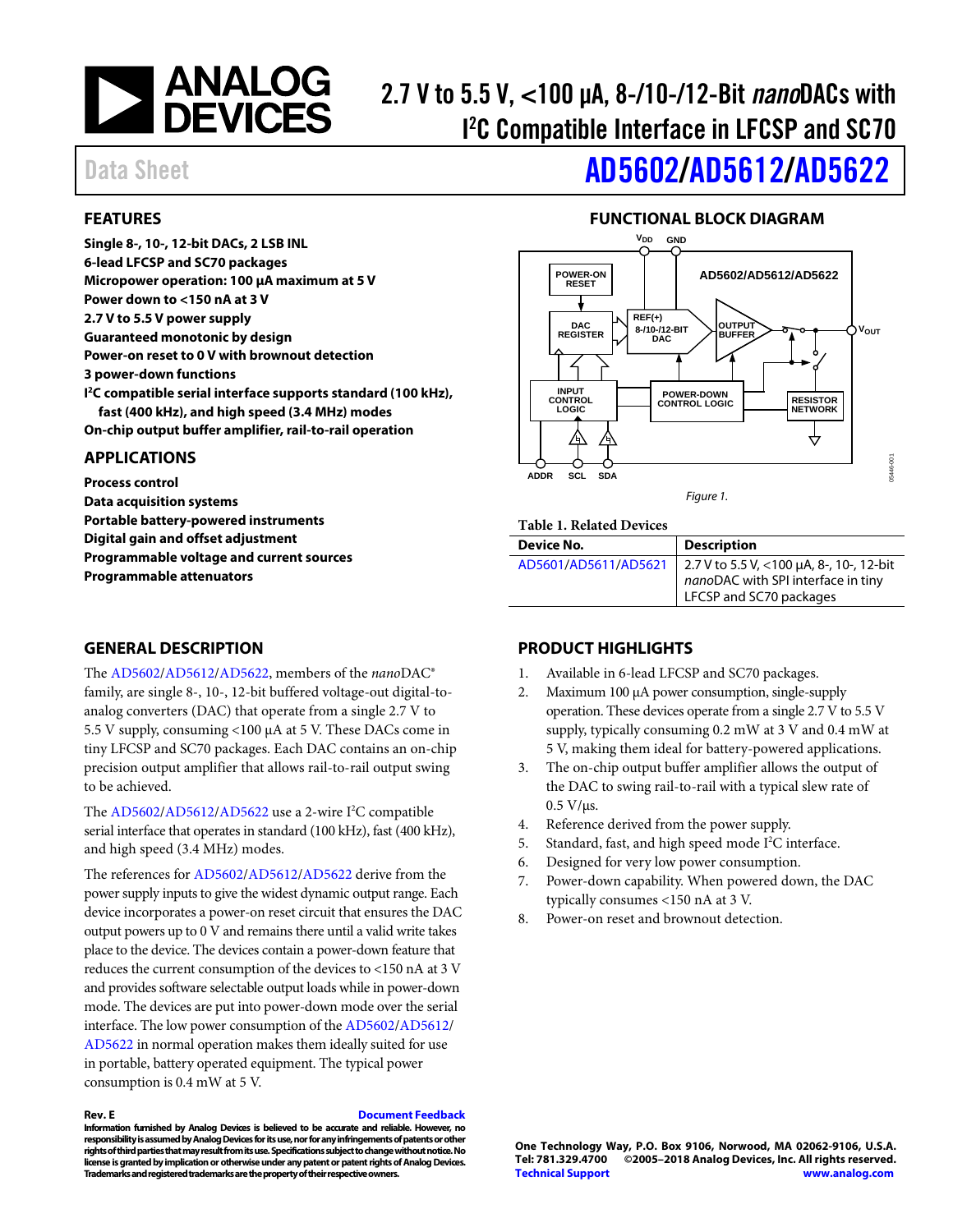# 2.7 V to 5.5 V, <100 µA, 8-/10-/12-Bit *nano*DACs with I²C Compatible Interface in LFCSP and SC70

Data Sheet

# AD5602/AD5612/AD5622

## FEATURES

**Single 8-, 10-, 12-bit DACs, 2 LSB INL**
**6-lead LFCSP and SC70 packages**
**Micropower operation: 100 µA maximum at 5 V**
**Power down to <150 nA at 3 V**
**2.7 V to 5.5 V power supply**
**Guaranteed monotonic by design**
**Power-on reset to 0 V with brownout detection**
**3 power-down functions**
**I²C compatible serial interface supports standard (100 kHz), fast (400 kHz), and high speed (3.4 MHz) modes**
**On-chip output buffer amplifier, rail-to-rail operation**

## APPLICATIONS

**Process control**
**Data acquisition systems**
**Portable battery-powered instruments**
**Digital gain and offset adjustment**
**Programmable voltage and current sources**
**Programmable attenuators**

## FUNCTIONAL BLOCK DIAGRAM

Figure 1.

**Table 1. Related Devices**

| Device No. | Description |
|---|---|
| AD5601/AD5611/AD5621 | 2.7 V to 5.5 V, <100 µA, 8-, 10-, 12-bit *nano*DAC with SPI interface in tiny LFCSP and SC70 packages |

## GENERAL DESCRIPTION

The AD5602/AD5612/AD5622, members of the *nano*DAC® family, are single 8-, 10-, 12-bit buffered voltage-out digital-to-analog converters (DAC) that operate from a single 2.7 V to 5.5 V supply, consuming <100 µA at 5 V. These DACs come in tiny LFCSP and SC70 packages. Each DAC contains an on-chip precision output amplifier that allows rail-to-rail output swing to be achieved.

The AD5602/AD5612/AD5622 use a 2-wire I²C compatible serial interface that operates in standard (100 kHz), fast (400 kHz), and high speed (3.4 MHz) modes.

The references for AD5602/AD5612/AD5622 derive from the power supply inputs to give the widest dynamic output range. Each device incorporates a power-on reset circuit that ensures the DAC output powers up to 0 V and remains there until a valid write takes place to the device. The devices contain a power-down feature that reduces the current consumption of the devices to <150 nA at 3 V and provides software selectable output loads while in power-down mode. The devices are put into power-down mode over the serial interface. The low power consumption of the AD5602/AD5612/AD5622 in normal operation makes them ideally suited for use in portable, battery operated equipment. The typical power consumption is 0.4 mW at 5 V.

## PRODUCT HIGHLIGHTS

1. Available in 6-lead LFCSP and SC70 packages.
2. Maximum 100 µA power consumption, single-supply operation. These devices operate from a single 2.7 V to 5.5 V supply, typically consuming 0.2 mW at 3 V and 0.4 mW at 5 V, making them ideal for battery-powered applications.
3. The on-chip output buffer amplifier allows the output of the DAC to swing rail-to-rail with a typical slew rate of 0.5 V/µs.
4. Reference derived from the power supply.
5. Standard, fast, and high speed mode I²C interface.
6. Designed for very low power consumption.
7. Power-down capability. When powered down, the DAC typically consumes <150 nA at 3 V.
8. Power-on reset and brownout detection.

**Rev. E**

**Information furnished by Analog Devices is believed to be accurate and reliable. However, no responsibility is assumed by Analog Devices for its use, nor for any infringements of patents or other rights of third parties that may result from its use. Specifications subject to change without notice. No license is granted by implication or otherwise under any patent or patent rights of Analog Devices. Trademarks and registered trademarks are the property of their respective owners.**

One Technology Way, P.O. Box 9106, Norwood, MA 02062-9106, U.S.A.
Tel: 781.329.4700 ©2005–2018 Analog Devices, Inc. All rights reserved.
Technical Support www.analog.com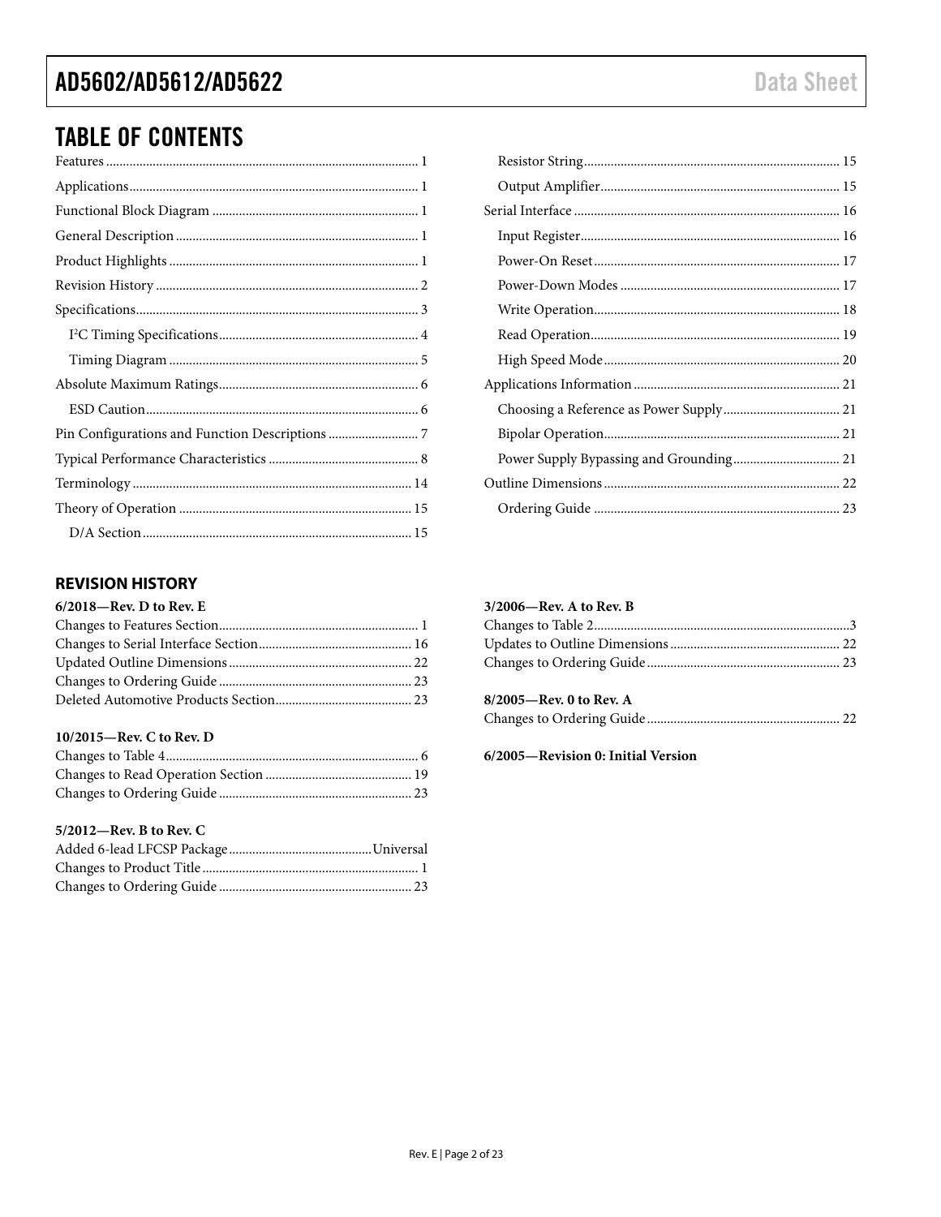## TABLE OF CONTENTS

Features ... 1
Applications ... 1
Functional Block Diagram ... 1
General Description ... 1
Product Highlights ... 1
Revision History ... 2
Specifications ... 3
  I²C Timing Specifications ... 4
  Timing Diagram ... 5
Absolute Maximum Ratings ... 6
  ESD Caution ... 6
Pin Configurations and Function Descriptions ... 7
Typical Performance Characteristics ... 8
Terminology ... 14
Theory of Operation ... 15
  D/A Section ... 15
  Resistor String ... 15
  Output Amplifier ... 15
Serial Interface ... 16
  Input Register ... 16
  Power-On Reset ... 17
  Power-Down Modes ... 17
  Write Operation ... 18
  Read Operation ... 19
  High Speed Mode ... 20
Applications Information ... 21
  Choosing a Reference as Power Supply ... 21
  Bipolar Operation ... 21
  Power Supply Bypassing and Grounding ... 21
Outline Dimensions ... 22
  Ordering Guide ... 23

### REVISION HISTORY

**6/2018—Rev. D to Rev. E**

Changes to Features Section ... 1
Changes to Serial Interface Section ... 16
Updated Outline Dimensions ... 22
Changes to Ordering Guide ... 23
Deleted Automotive Products Section ... 23

**10/2015—Rev. C to Rev. D**

Changes to Table 4 ... 6
Changes to Read Operation Section ... 19
Changes to Ordering Guide ... 23

**5/2012—Rev. B to Rev. C**

Added 6-lead LFCSP Package ... Universal
Changes to Product Title ... 1
Changes to Ordering Guide ... 23

**3/2006—Rev. A to Rev. B**

Changes to Table 2 ... 3
Updates to Outline Dimensions ... 22
Changes to Ordering Guide ... 23

**8/2005—Rev. 0 to Rev. A**

Changes to Ordering Guide ... 22

**6/2005—Revision 0: Initial Version**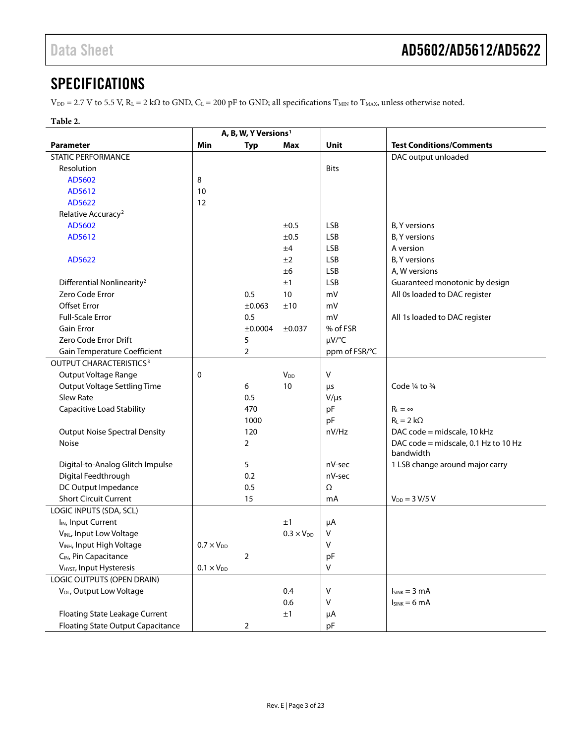## SPECIFICATIONS

$V_{DD}$ = 2.7 V to 5.5 V, $R_L$ = 2 kΩ to GND, $C_L$ = 200 pF to GND; all specifications $T_{MIN}$ to $T_{MAX}$, unless otherwise noted.

**Table 2.**

| Parameter | A, B, W, Y Versions[1] | | | Unit | Test Conditions/Comments |
|---|---|---|---|---|---|
| | Min | Typ | Max | | |
| STATIC PERFORMANCE | | | | | DAC output unloaded |
| Resolution | | | | Bits | |
| AD5602 | 8 | | | | |
| AD5612 | 10 | | | | |
| AD5622 | 12 | | | | |
| Relative Accuracy[2] | | | | | |
| AD5602 | | | ±0.5 | LSB | B, Y versions |
| AD5612 | | | ±0.5 | LSB | B, Y versions |
| | | | ±4 | LSB | A version |
| AD5622 | | | ±2 | LSB | B, Y versions |
| | | | ±6 | LSB | A, W versions |
| Differential Nonlinearity[2] | | | ±1 | LSB | Guaranteed monotonic by design |
| Zero Code Error | | 0.5 | 10 | mV | All 0s loaded to DAC register |
| Offset Error | | ±0.063 | ±10 | mV | |
| Full-Scale Error | | 0.5 | | mV | All 1s loaded to DAC register |
| Gain Error | | ±0.0004 | ±0.037 | % of FSR | |
| Zero Code Error Drift | | 5 | | μV/°C | |
| Gain Temperature Coefficient | | 2 | | ppm of FSR/°C | |
| OUTPUT CHARACTERISTICS[3] | | | | | |
| Output Voltage Range | 0 | | $V_{DD}$ | V | |
| Output Voltage Settling Time | | 6 | 10 | μs | Code ¼ to ¾ |
| Slew Rate | | 0.5 | | V/μs | |
| Capacitive Load Stability | | 470 | | pF | $R_L = \infty$ |
| | | 1000 | | pF | $R_L$ = 2 kΩ |
| Output Noise Spectral Density | | 120 | | nV/Hz | DAC code = midscale, 10 kHz |
| Noise | | 2 | | | DAC code = midscale, 0.1 Hz to 10 Hz bandwidth |
| Digital-to-Analog Glitch Impulse | | 5 | | nV-sec | 1 LSB change around major carry |
| Digital Feedthrough | | 0.2 | | nV-sec | |
| DC Output Impedance | | 0.5 | | Ω | |
| Short Circuit Current | | 15 | | mA | $V_{DD}$ = 3 V/5 V |
| LOGIC INPUTS (SDA, SCL) | | | | | |
| $I_{IN}$, Input Current | | | ±1 | μA | |
| $V_{INL}$, Input Low Voltage | | | $0.3 \times V_{DD}$ | V | |
| $V_{INH}$, Input High Voltage | $0.7 \times V_{DD}$ | | | V | |
| $C_{IN}$, Pin Capacitance | | 2 | | pF | |
| $V_{HYST}$, Input Hysteresis | $0.1 \times V_{DD}$ | | | V | |
| LOGIC OUTPUTS (OPEN DRAIN) | | | | | |
| $V_{OL}$, Output Low Voltage | | | 0.4 | V | $I_{SINK}$ = 3 mA |
| | | | 0.6 | V | $I_{SINK}$ = 6 mA |
| Floating State Leakage Current | | | ±1 | μA | |
| Floating State Output Capacitance | | 2 | | pF | |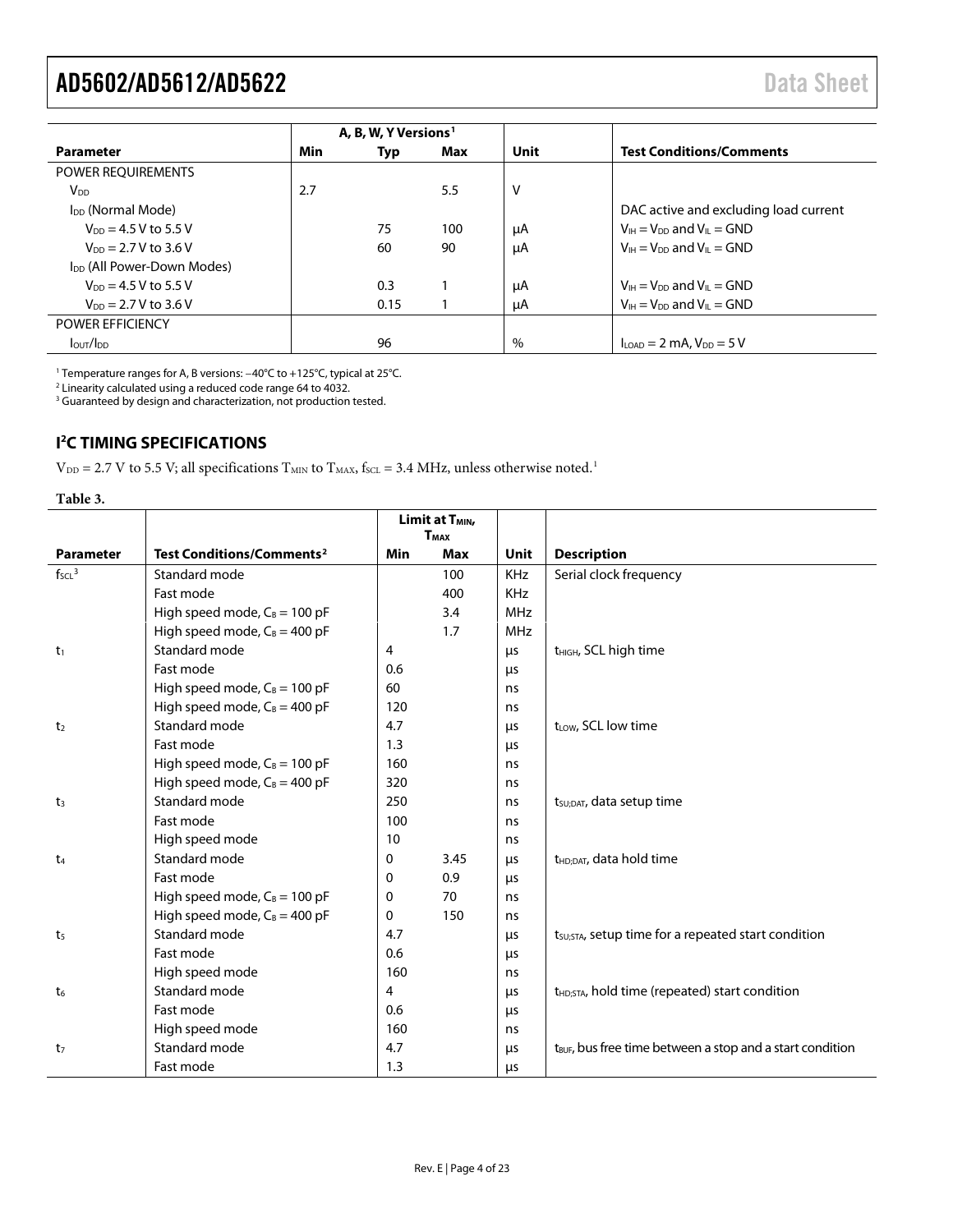| Parameter | A, B, W, Y Versions[1] Min | Typ | Max | Unit | Test Conditions/Comments |
|---|---|---|---|---|---|
| POWER REQUIREMENTS | | | | | |
| $V_{DD}$ | 2.7 | | 5.5 | V | |
| $I_{DD}$ (Normal Mode) | | | | | DAC active and excluding load current |
| $V_{DD}$ = 4.5 V to 5.5 V | | 75 | 100 | μA | $V_{IH} = V_{DD}$ and $V_{IL}$ = GND |
| $V_{DD}$ = 2.7 V to 3.6 V | | 60 | 90 | μA | $V_{IH} = V_{DD}$ and $V_{IL}$ = GND |
| $I_{DD}$ (All Power-Down Modes) | | | | | |
| $V_{DD}$ = 4.5 V to 5.5 V | | 0.3 | 1 | μA | $V_{IH} = V_{DD}$ and $V_{IL}$ = GND |
| $V_{DD}$ = 2.7 V to 3.6 V | | 0.15 | 1 | μA | $V_{IH} = V_{DD}$ and $V_{IL}$ = GND |
| POWER EFFICIENCY | | | | | |
| $I_{OUT}/I_{DD}$ | | 96 | | % | $I_{LOAD}$ = 2 mA, $V_{DD}$ = 5 V |

[1] Temperature ranges for A, B versions: −40°C to +125°C, typical at 25°C.
[2] Linearity calculated using a reduced code range 64 to 4032.
[3] Guaranteed by design and characterization, not production tested.

## I²C TIMING SPECIFICATIONS

$V_{DD}$ = 2.7 V to 5.5 V; all specifications $T_{MIN}$ to $T_{MAX}$, $f_{SCL}$ = 3.4 MHz, unless otherwise noted.[1]

**Table 3.**

| Parameter | Test Conditions/Comments[2] | Limit at $T_{MIN}$, $T_{MAX}$ Min | Max | Unit | Description |
|---|---|---|---|---|---|
| $f_{SCL}$[3] | Standard mode | | 100 | KHz | Serial clock frequency |
| | Fast mode | | 400 | KHz | |
| | High speed mode, $C_B$ = 100 pF | | 3.4 | MHz | |
| | High speed mode, $C_B$ = 400 pF | | 1.7 | MHz | |
| $t_1$ | Standard mode | 4 | | μs | $t_{HIGH}$, SCL high time |
| | Fast mode | 0.6 | | μs | |
| | High speed mode, $C_B$ = 100 pF | 60 | | ns | |
| | High speed mode, $C_B$ = 400 pF | 120 | | ns | |
| $t_2$ | Standard mode | 4.7 | | μs | $t_{LOW}$, SCL low time |
| | Fast mode | 1.3 | | μs | |
| | High speed mode, $C_B$ = 100 pF | 160 | | ns | |
| | High speed mode, $C_B$ = 400 pF | 320 | | ns | |
| $t_3$ | Standard mode | 250 | | ns | $t_{SU;DAT}$, data setup time |
| | Fast mode | 100 | | ns | |
| | High speed mode | 10 | | ns | |
| $t_4$ | Standard mode | 0 | 3.45 | μs | $t_{HD;DAT}$, data hold time |
| | Fast mode | 0 | 0.9 | μs | |
| | High speed mode, $C_B$ = 100 pF | 0 | 70 | ns | |
| | High speed mode, $C_B$ = 400 pF | 0 | 150 | ns | |
| $t_5$ | Standard mode | 4.7 | | μs | $t_{SU;STA}$, setup time for a repeated start condition |
| | Fast mode | 0.6 | | μs | |
| | High speed mode | 160 | | ns | |
| $t_6$ | Standard mode | 4 | | μs | $t_{HD;STA}$, hold time (repeated) start condition |
| | Fast mode | 0.6 | | μs | |
| | High speed mode | 160 | | ns | |
| $t_7$ | Standard mode | 4.7 | | μs | $t_{BUF}$, bus free time between a stop and a start condition |
| | Fast mode | 1.3 | | μs | |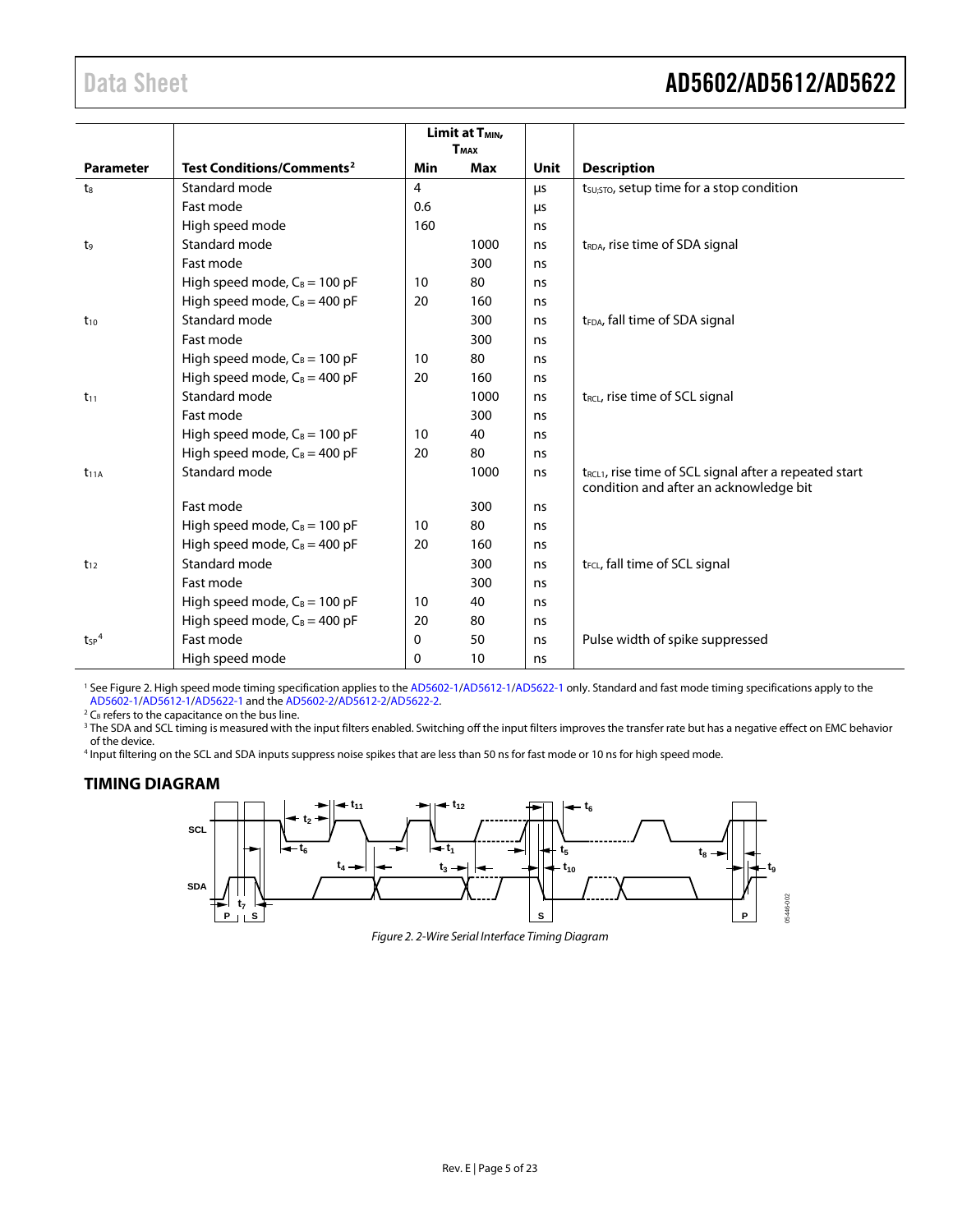| Parameter | Test Conditions/Comments[2] | Limit at $T_{MIN}$, $T_{MAX}$ | | Unit | Description |
|---|---|---|---|---|---|
| | | Min | Max | | |
| $t_8$ | Standard mode | 4 | | µs | $t_{SU;STO}$, setup time for a stop condition |
| | Fast mode | 0.6 | | µs | |
| | High speed mode | 160 | | ns | |
| $t_9$ | Standard mode | | 1000 | ns | $t_{RDA}$, rise time of SDA signal |
| | Fast mode | | 300 | ns | |
| | High speed mode, $C_B$ = 100 pF | 10 | 80 | ns | |
| | High speed mode, $C_B$ = 400 pF | 20 | 160 | ns | |
| $t_{10}$ | Standard mode | | 300 | ns | $t_{FDA}$, fall time of SDA signal |
| | Fast mode | | 300 | ns | |
| | High speed mode, $C_B$ = 100 pF | 10 | 80 | ns | |
| | High speed mode, $C_B$ = 400 pF | 20 | 160 | ns | |
| $t_{11}$ | Standard mode | | 1000 | ns | $t_{RCL}$, rise time of SCL signal |
| | Fast mode | | 300 | ns | |
| | High speed mode, $C_B$ = 100 pF | 10 | 40 | ns | |
| | High speed mode, $C_B$ = 400 pF | 20 | 80 | ns | |
| $t_{11A}$ | Standard mode | | 1000 | ns | $t_{RCL1}$, rise time of SCL signal after a repeated start condition and after an acknowledge bit |
| | Fast mode | | 300 | ns | |
| | High speed mode, $C_B$ = 100 pF | 10 | 80 | ns | |
| | High speed mode, $C_B$ = 400 pF | 20 | 160 | ns | |
| $t_{12}$ | Standard mode | | 300 | ns | $t_{FCL}$, fall time of SCL signal |
| | Fast mode | | 300 | ns | |
| | High speed mode, $C_B$ = 100 pF | 10 | 40 | ns | |
| | High speed mode, $C_B$ = 400 pF | 20 | 80 | ns | |
| $t_{SP}$[4] | Fast mode | 0 | 50 | ns | Pulse width of spike suppressed |
| | High speed mode | 0 | 10 | ns | |

[1] See Figure 2. High speed mode timing specification applies to the AD5602-1/AD5612-1/AD5622-1 only. Standard and fast mode timing specifications apply to the AD5602-1/AD5612-1/AD5622-1 and the AD5602-2/AD5612-2/AD5622-2.

[2] $C_B$ refers to the capacitance on the bus line.

[3] The SDA and SCL timing is measured with the input filters enabled. Switching off the input filters improves the transfer rate but has a negative effect on EMC behavior of the device.

[4] Input filtering on the SCL and SDA inputs suppress noise spikes that are less than 50 ns for fast mode or 10 ns for high speed mode.

## TIMING DIAGRAM

*Figure 2. 2-Wire Serial Interface Timing Diagram*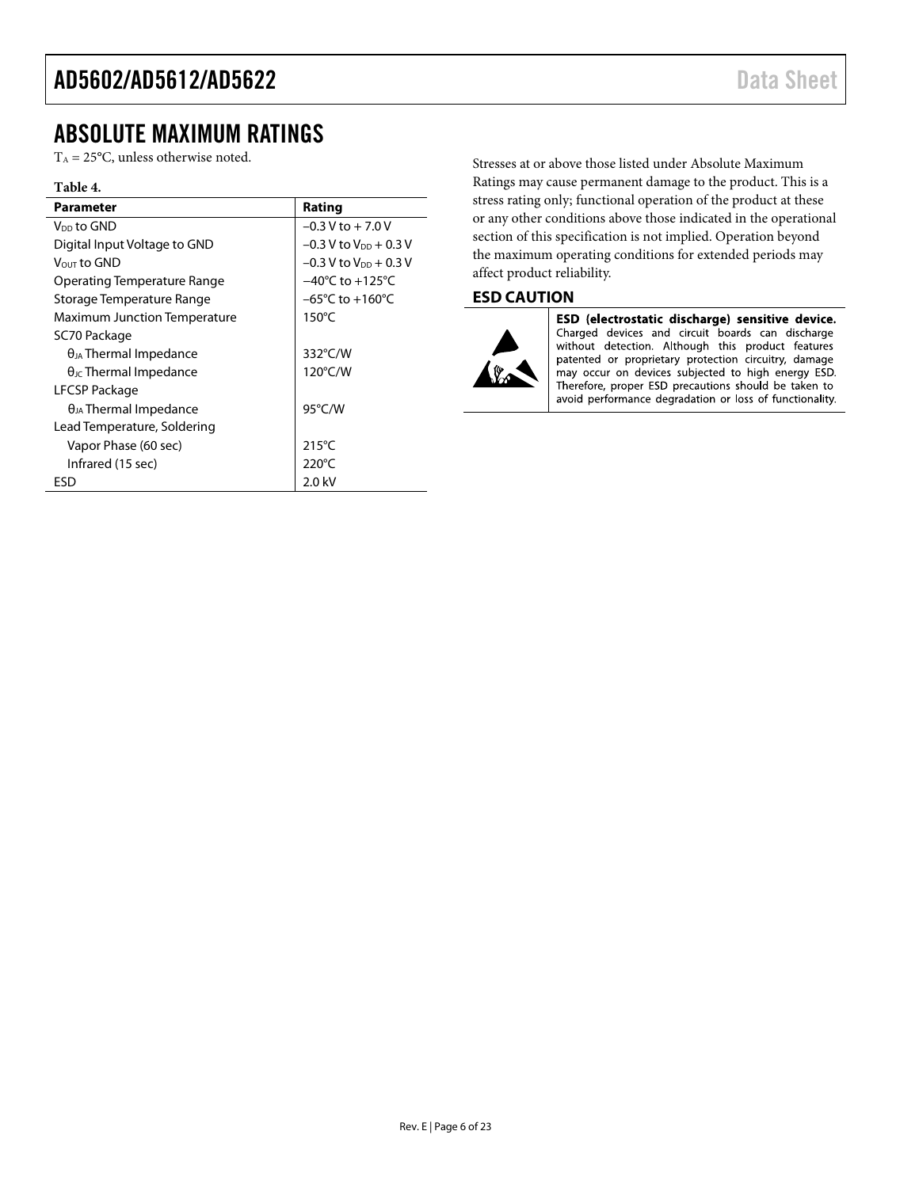# ABSOLUTE MAXIMUM RATINGS

$T_A$ = 25°C, unless otherwise noted.

**Table 4.**

| Parameter | Rating |
|---|---|
| $V_{DD}$ to GND | −0.3 V to + 7.0 V |
| Digital Input Voltage to GND | −0.3 V to $V_{DD}$ + 0.3 V |
| $V_{OUT}$ to GND | −0.3 V to $V_{DD}$ + 0.3 V |
| Operating Temperature Range | −40°C to +125°C |
| Storage Temperature Range | −65°C to +160°C |
| Maximum Junction Temperature | 150°C |
| SC70 Package | |
| $\theta_{JA}$ Thermal Impedance | 332°C/W |
| $\theta_{JC}$ Thermal Impedance | 120°C/W |
| LFCSP Package | |
| $\theta_{JA}$ Thermal Impedance | 95°C/W |
| Lead Temperature, Soldering | |
| Vapor Phase (60 sec) | 215°C |
| Infrared (15 sec) | 220°C |
| ESD | 2.0 kV |

Stresses at or above those listed under Absolute Maximum Ratings may cause permanent damage to the product. This is a stress rating only; functional operation of the product at these or any other conditions above those indicated in the operational section of this specification is not implied. Operation beyond the maximum operating conditions for extended periods may affect product reliability.

## ESD CAUTION

**ESD (electrostatic discharge) sensitive device.** Charged devices and circuit boards can discharge without detection. Although this product features patented or proprietary protection circuitry, damage may occur on devices subjected to high energy ESD. Therefore, proper ESD precautions should be taken to avoid performance degradation or loss of functionality.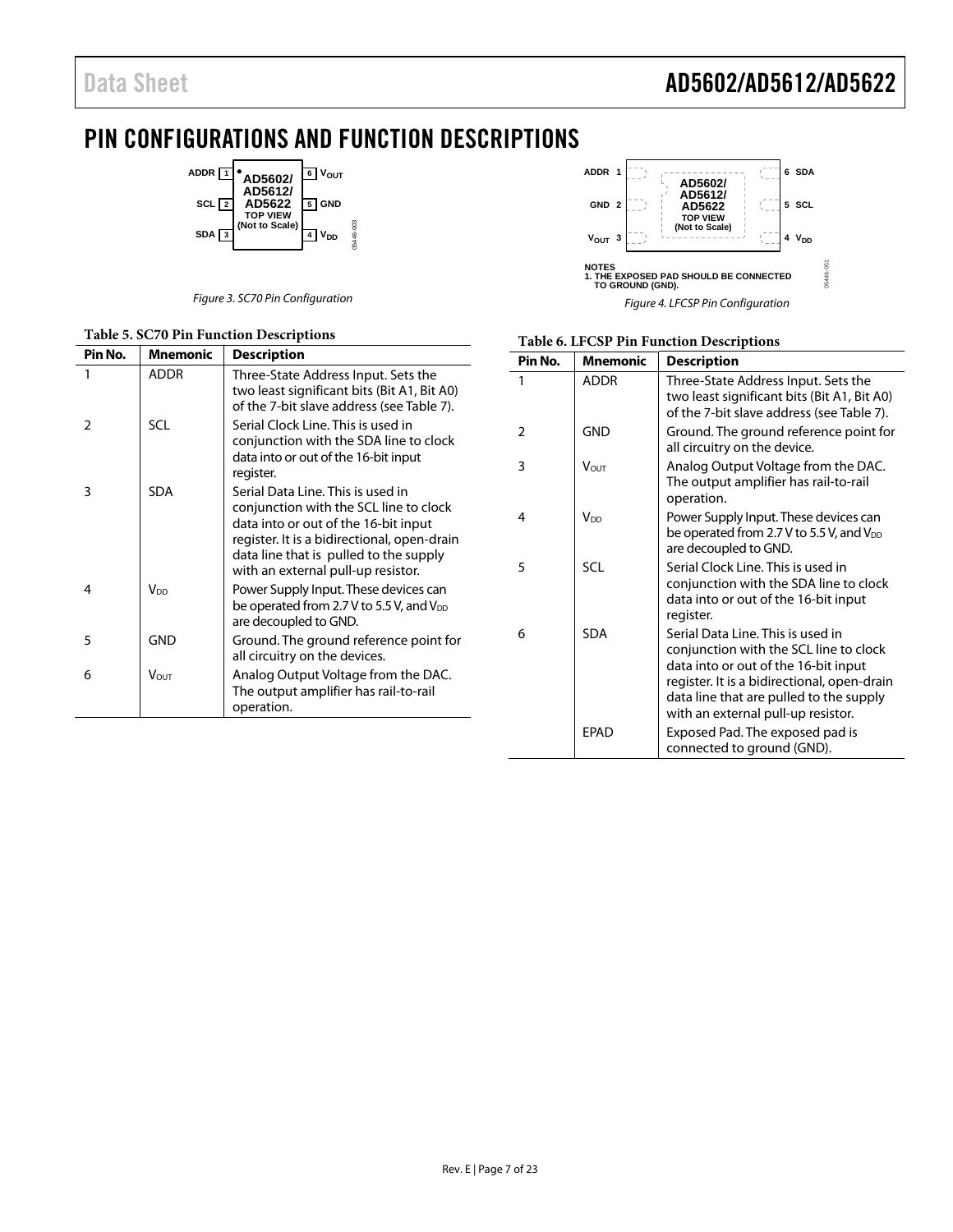# PIN CONFIGURATIONS AND FUNCTION DESCRIPTIONS

Figure 3. SC70 Pin Configuration

**Table 5. SC70 Pin Function Descriptions**

| Pin No. | Mnemonic | Description |
|---|---|---|
| 1 | ADDR | Three-State Address Input. Sets the two least significant bits (Bit A1, Bit A0) of the 7-bit slave address (see Table 7). |
| 2 | SCL | Serial Clock Line. This is used in conjunction with the SDA line to clock data into or out of the 16-bit input register. |
| 3 | SDA | Serial Data Line. This is used in conjunction with the SCL line to clock data into or out of the 16-bit input register. It is a bidirectional, open-drain data line that is pulled to the supply with an external pull-up resistor. |
| 4 | $V_{DD}$ | Power Supply Input. These devices can be operated from 2.7 V to 5.5 V, and $V_{DD}$ are decoupled to GND. |
| 5 | GND | Ground. The ground reference point for all circuitry on the devices. |
| 6 | $V_{OUT}$ | Analog Output Voltage from the DAC. The output amplifier has rail-to-rail operation. |

NOTES
1. THE EXPOSED PAD SHOULD BE CONNECTED TO GROUND (GND).

Figure 4. LFCSP Pin Configuration

**Table 6. LFCSP Pin Function Descriptions**

| Pin No. | Mnemonic | Description |
|---|---|---|
| 1 | ADDR | Three-State Address Input. Sets the two least significant bits (Bit A1, Bit A0) of the 7-bit slave address (see Table 7). |
| 2 | GND | Ground. The ground reference point for all circuitry on the device. |
| 3 | $V_{OUT}$ | Analog Output Voltage from the DAC. The output amplifier has rail-to-rail operation. |
| 4 | $V_{DD}$ | Power Supply Input. These devices can be operated from 2.7 V to 5.5 V, and $V_{DD}$ are decoupled to GND. |
| 5 | SCL | Serial Clock Line. This is used in conjunction with the SDA line to clock data into or out of the 16-bit input register. |
| 6 | SDA | Serial Data Line. This is used in conjunction with the SCL line to clock data into or out of the 16-bit input register. It is a bidirectional, open-drain data line that are pulled to the supply with an external pull-up resistor. |
| | EPAD | Exposed Pad. The exposed pad is connected to ground (GND). |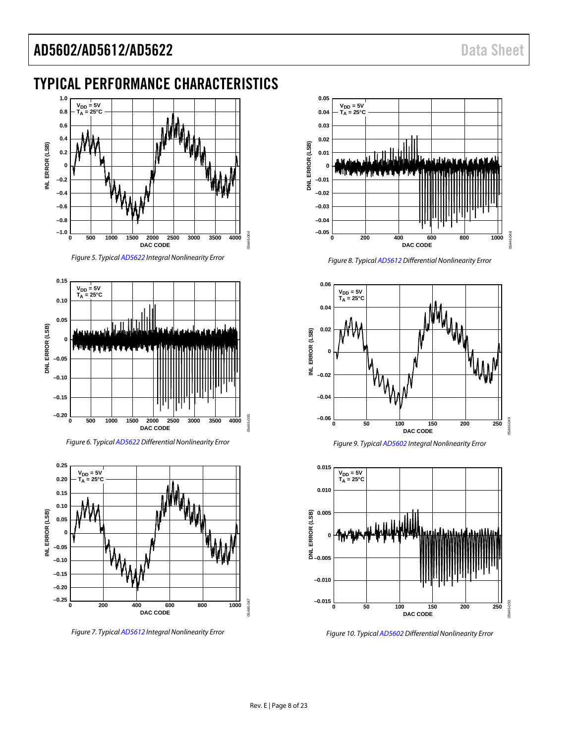# TYPICAL PERFORMANCE CHARACTERISTICS

Figure 5. Typical AD5622 Integral Nonlinearity Error

Figure 6. Typical AD5622 Differential Nonlinearity Error

Figure 7. Typical AD5612 Integral Nonlinearity Error

Figure 8. Typical AD5612 Differential Nonlinearity Error

Figure 9. Typical AD5602 Integral Nonlinearity Error

Figure 10. Typical AD5602 Differential Nonlinearity Error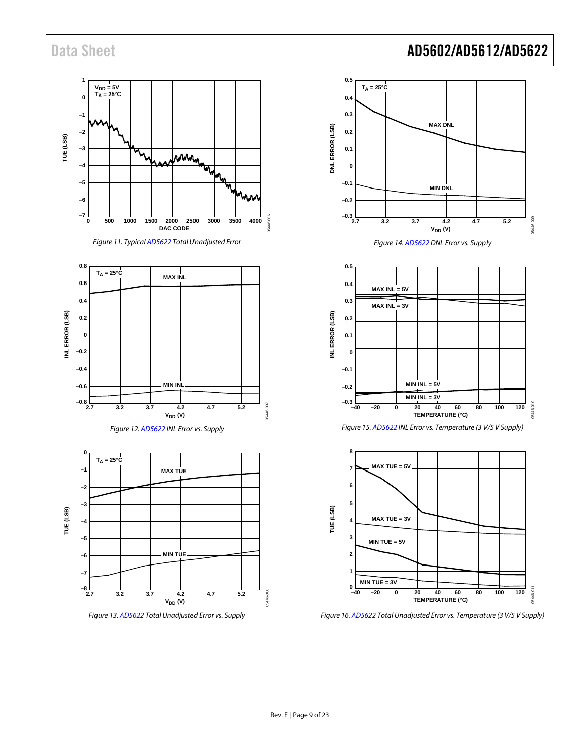Figure 11. Typical AD5622 Total Unadjusted Error

Figure 12. AD5622 INL Error vs. Supply

Figure 13. AD5622 Total Unadjusted Error vs. Supply

Figure 14. AD5622 DNL Error vs. Supply

Figure 15. AD5622 INL Error vs. Temperature (3 V/5 V Supply)

Figure 16. AD5622 Total Unadjusted Error vs. Temperature (3 V/5 V Supply)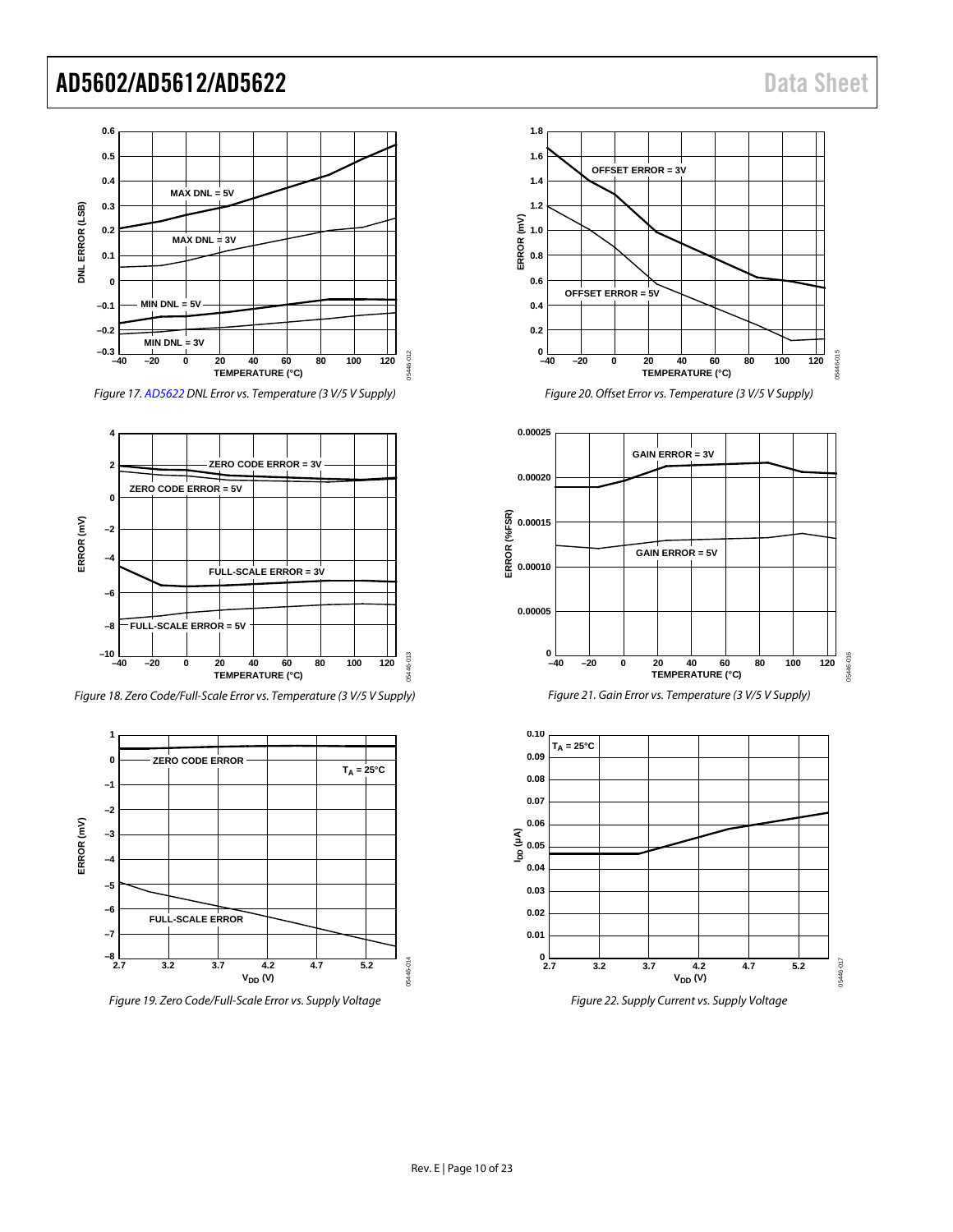Figure 17. AD5622 DNL Error vs. Temperature (3 V/5 V Supply)

Figure 18. Zero Code/Full-Scale Error vs. Temperature (3 V/5 V Supply)

Figure 19. Zero Code/Full-Scale Error vs. Supply Voltage

Figure 20. Offset Error vs. Temperature (3 V/5 V Supply)

Figure 21. Gain Error vs. Temperature (3 V/5 V Supply)

Figure 22. Supply Current vs. Supply Voltage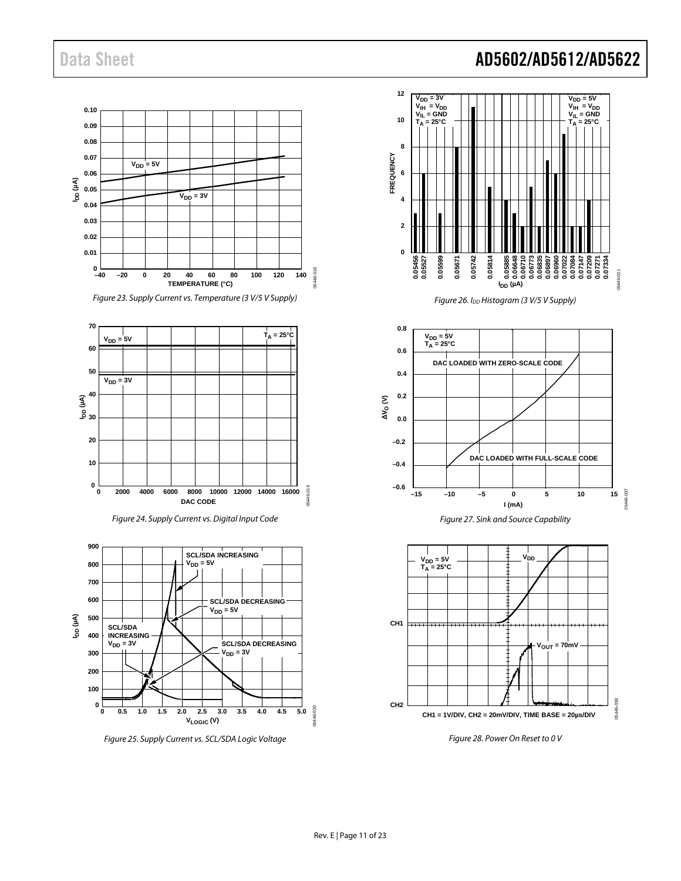Figure 23. Supply Current vs. Temperature (3 V/5 V Supply)

Figure 24. Supply Current vs. Digital Input Code

Figure 25. Supply Current vs. SCL/SDA Logic Voltage

Figure 26. $I_{DD}$ Histogram (3 V/5 V Supply)

Figure 27. Sink and Source Capability

Figure 28. Power On Reset to 0 V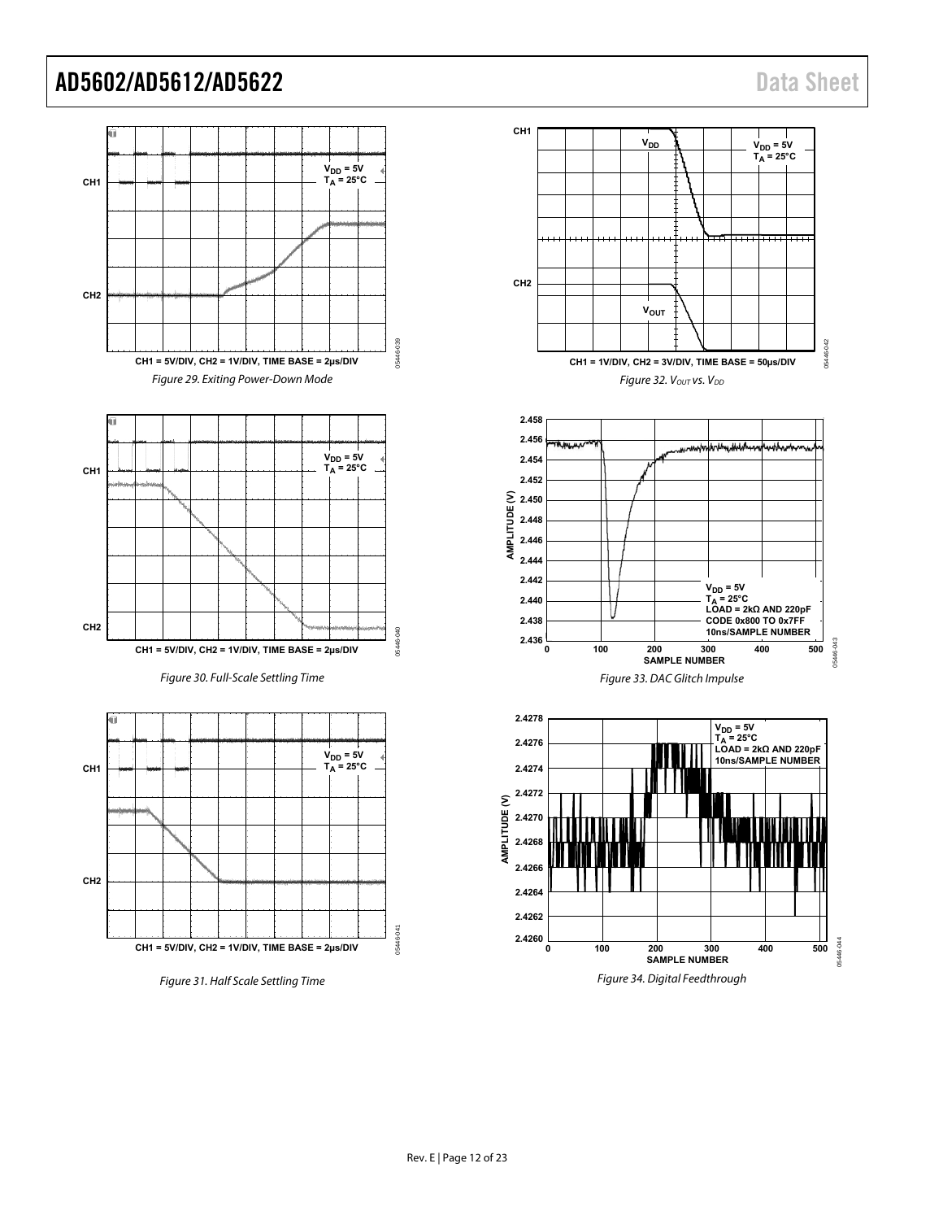Figure 29. Exiting Power-Down Mode

Figure 30. Full-Scale Settling Time

Figure 31. Half Scale Settling Time

Figure 32. $V_{OUT}$ vs. $V_{DD}$

Figure 33. DAC Glitch Impulse

Figure 34. Digital Feedthrough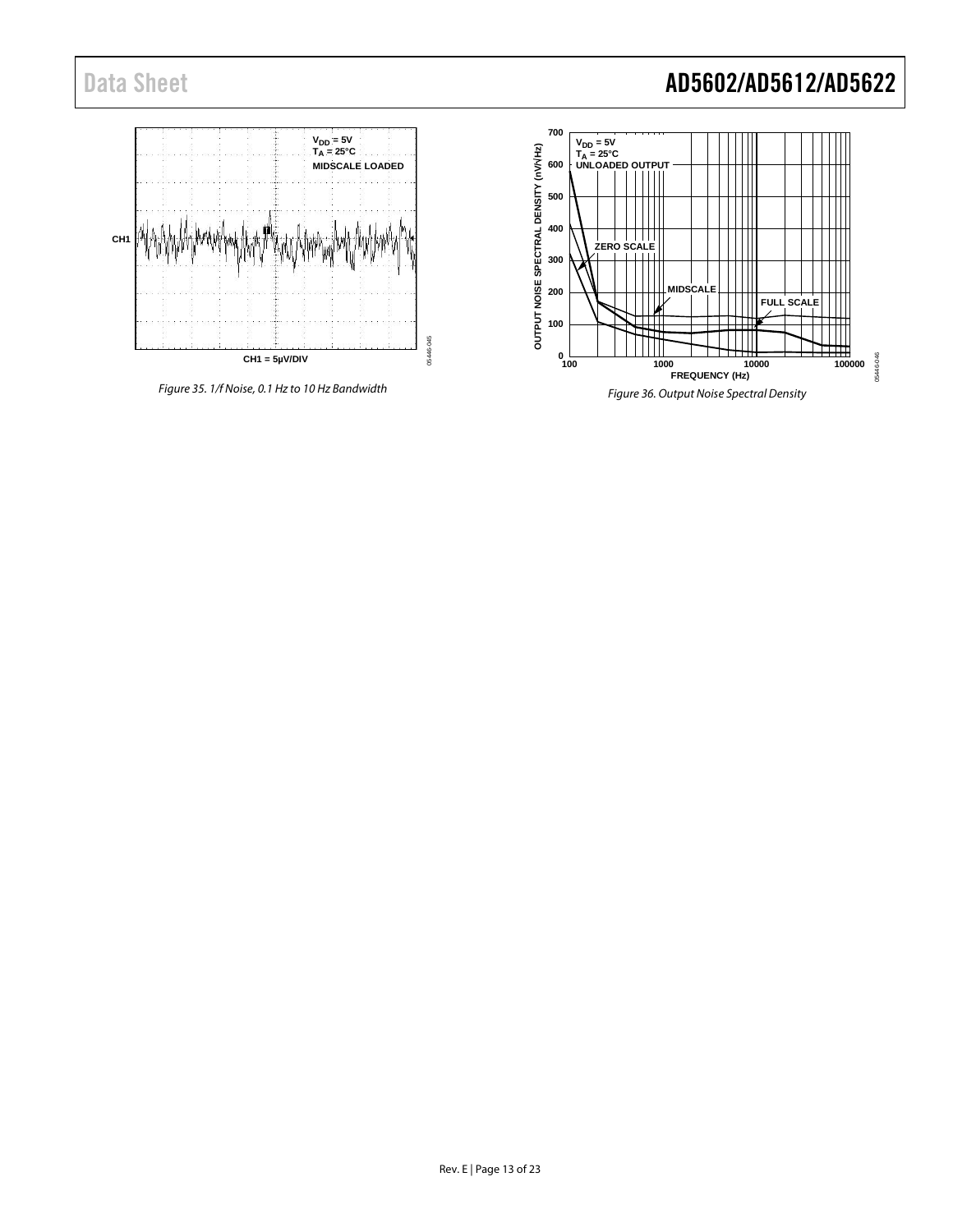Figure 35. 1/f Noise, 0.1 Hz to 10 Hz Bandwidth

Figure 36. Output Noise Spectral Density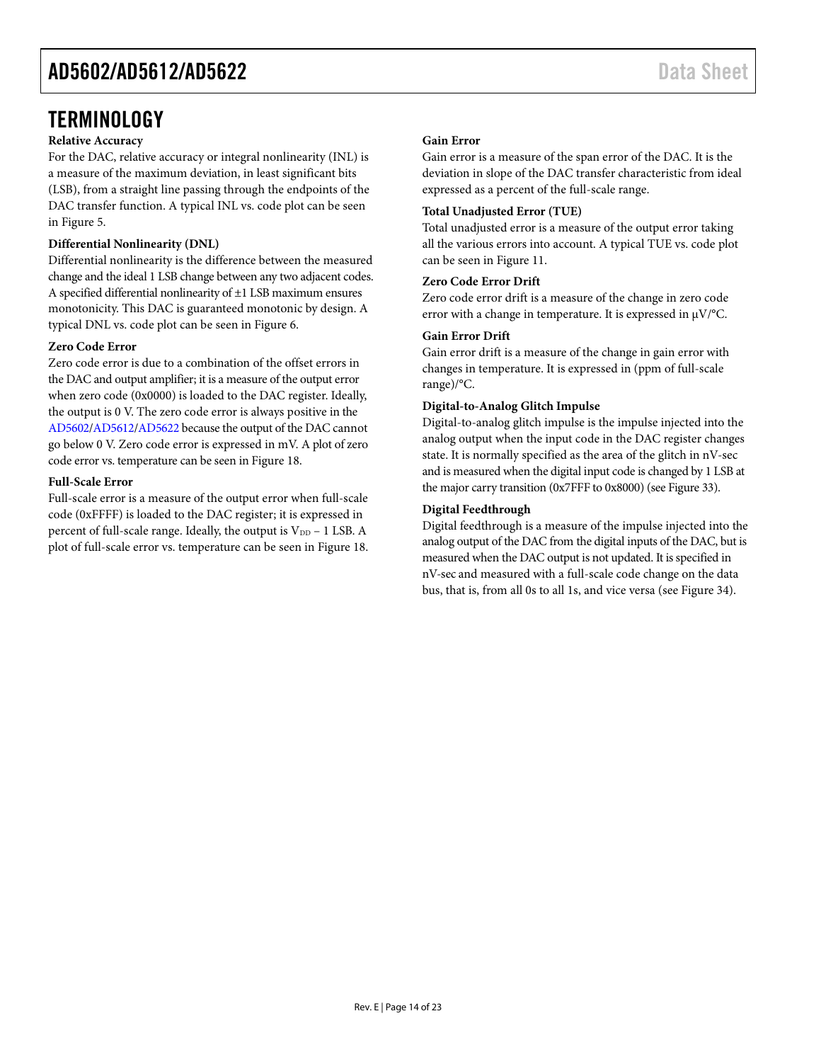# TERMINOLOGY

**Relative Accuracy**

For the DAC, relative accuracy or integral nonlinearity (INL) is a measure of the maximum deviation, in least significant bits (LSB), from a straight line passing through the endpoints of the DAC transfer function. A typical INL vs. code plot can be seen in Figure 5.

**Differential Nonlinearity (DNL)**

Differential nonlinearity is the difference between the measured change and the ideal 1 LSB change between any two adjacent codes. A specified differential nonlinearity of ±1 LSB maximum ensures monotonicity. This DAC is guaranteed monotonic by design. A typical DNL vs. code plot can be seen in Figure 6.

**Zero Code Error**

Zero code error is due to a combination of the offset errors in the DAC and output amplifier; it is a measure of the output error when zero code (0x0000) is loaded to the DAC register. Ideally, the output is 0 V. The zero code error is always positive in the AD5602/AD5612/AD5622 because the output of the DAC cannot go below 0 V. Zero code error is expressed in mV. A plot of zero code error vs. temperature can be seen in Figure 18.

**Full-Scale Error**

Full-scale error is a measure of the output error when full-scale code (0xFFFF) is loaded to the DAC register; it is expressed in percent of full-scale range. Ideally, the output is $V_{DD}$ − 1 LSB. A plot of full-scale error vs. temperature can be seen in Figure 18.

**Gain Error**

Gain error is a measure of the span error of the DAC. It is the deviation in slope of the DAC transfer characteristic from ideal expressed as a percent of the full-scale range.

**Total Unadjusted Error (TUE)**

Total unadjusted error is a measure of the output error taking all the various errors into account. A typical TUE vs. code plot can be seen in Figure 11.

**Zero Code Error Drift**

Zero code error drift is a measure of the change in zero code error with a change in temperature. It is expressed in μV/°C.

**Gain Error Drift**

Gain error drift is a measure of the change in gain error with changes in temperature. It is expressed in (ppm of full-scale range)/°C.

**Digital-to-Analog Glitch Impulse**

Digital-to-analog glitch impulse is the impulse injected into the analog output when the input code in the DAC register changes state. It is normally specified as the area of the glitch in nV-sec and is measured when the digital input code is changed by 1 LSB at the major carry transition (0x7FFF to 0x8000) (see Figure 33).

**Digital Feedthrough**

Digital feedthrough is a measure of the impulse injected into the analog output of the DAC from the digital inputs of the DAC, but is measured when the DAC output is not updated. It is specified in nV-sec and measured with a full-scale code change on the data bus, that is, from all 0s to all 1s, and vice versa (see Figure 34).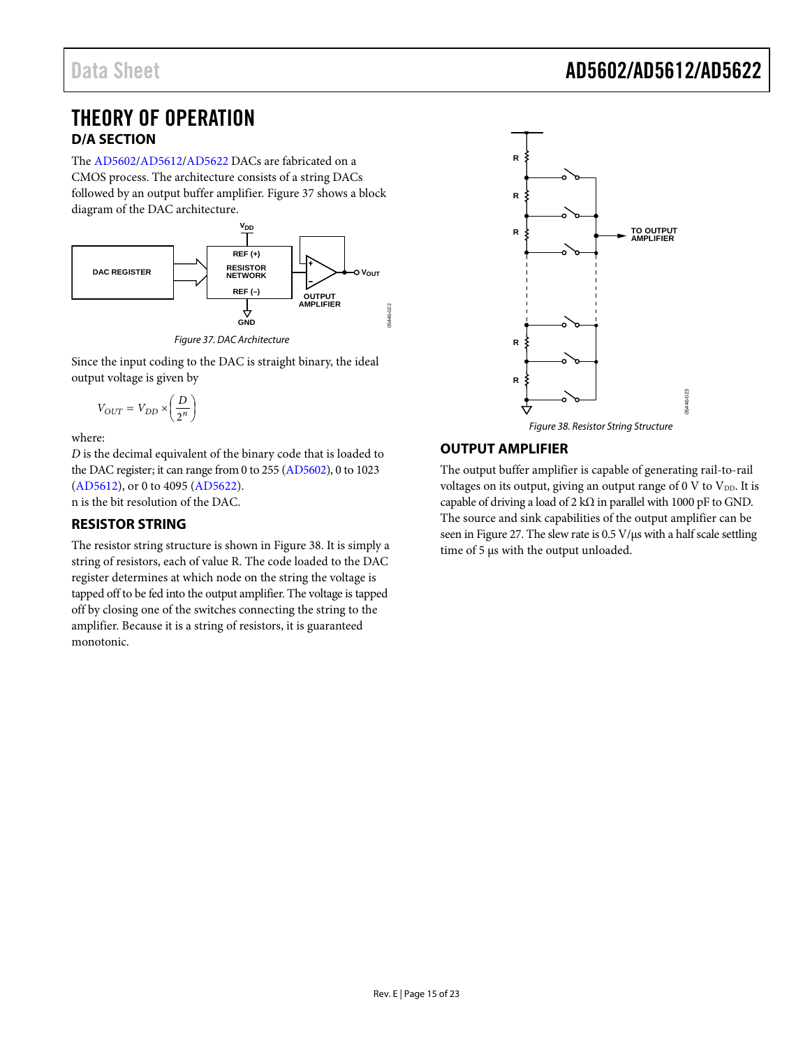# THEORY OF OPERATION

## D/A SECTION

The AD5602/AD5612/AD5622 DACs are fabricated on a CMOS process. The architecture consists of a string DACs followed by an output buffer amplifier. Figure 37 shows a block diagram of the DAC architecture.

Figure 37. DAC Architecture

Since the input coding to the DAC is straight binary, the ideal output voltage is given by

$$V_{OUT} = V_{DD} \times \left( \frac{D}{2^n} \right)$$

where:
*D* is the decimal equivalent of the binary code that is loaded to the DAC register; it can range from 0 to 255 (AD5602), 0 to 1023 (AD5612), or 0 to 4095 (AD5622).
n is the bit resolution of the DAC.

## RESISTOR STRING

The resistor string structure is shown in Figure 38. It is simply a string of resistors, each of value R. The code loaded to the DAC register determines at which node on the string the voltage is tapped off to be fed into the output amplifier. The voltage is tapped off by closing one of the switches connecting the string to the amplifier. Because it is a string of resistors, it is guaranteed monotonic.

Figure 38. Resistor String Structure

## OUTPUT AMPLIFIER

The output buffer amplifier is capable of generating rail-to-rail voltages on its output, giving an output range of 0 V to $V_{DD}$. It is capable of driving a load of 2 kΩ in parallel with 1000 pF to GND. The source and sink capabilities of the output amplifier can be seen in Figure 27. The slew rate is 0.5 V/μs with a half scale settling time of 5 μs with the output unloaded.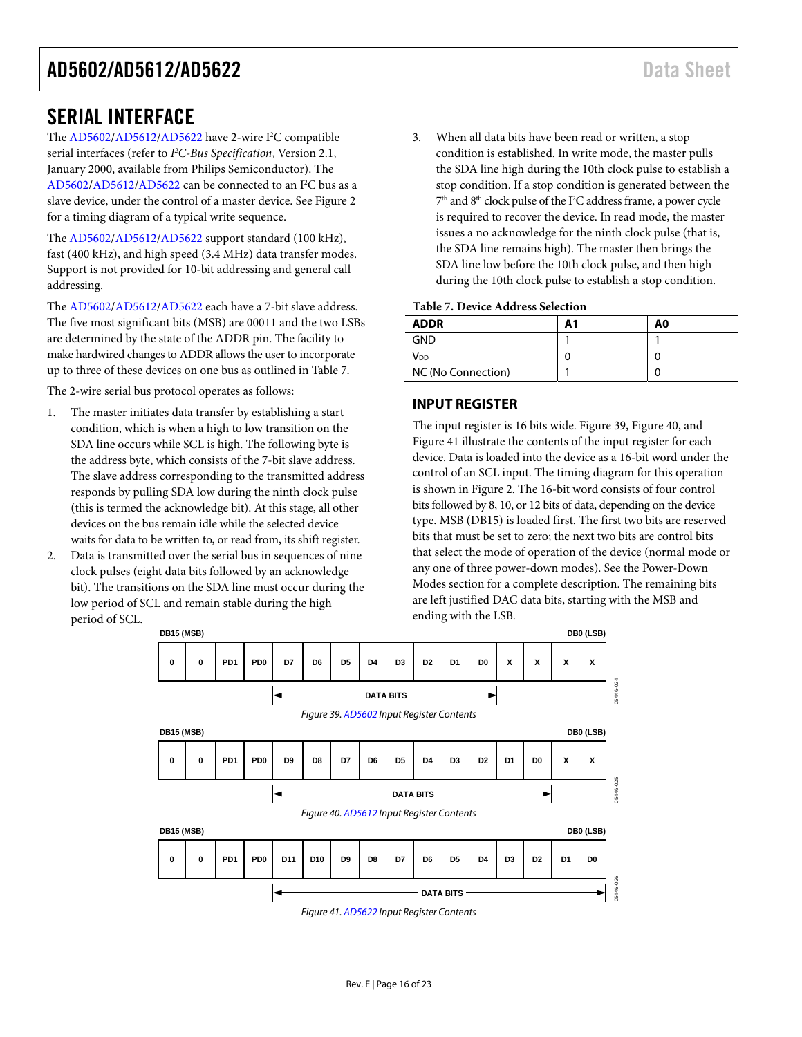## SERIAL INTERFACE

The AD5602/AD5612/AD5622 have 2-wire I²C compatible serial interfaces (refer to *I²C-Bus Specification*, Version 2.1, January 2000, available from Philips Semiconductor). The AD5602/AD5612/AD5622 can be connected to an I²C bus as a slave device, under the control of a master device. See Figure 2 for a timing diagram of a typical write sequence.

The AD5602/AD5612/AD5622 support standard (100 kHz), fast (400 kHz), and high speed (3.4 MHz) data transfer modes. Support is not provided for 10-bit addressing and general call addressing.

The AD5602/AD5612/AD5622 each have a 7-bit slave address. The five most significant bits (MSB) are 00011 and the two LSBs are determined by the state of the ADDR pin. The facility to make hardwired changes to ADDR allows the user to incorporate up to three of these devices on one bus as outlined in Table 7.

The 2-wire serial bus protocol operates as follows:

1. The master initiates data transfer by establishing a start condition, which is when a high to low transition on the SDA line occurs while SCL is high. The following byte is the address byte, which consists of the 7-bit slave address. The slave address corresponding to the transmitted address responds by pulling SDA low during the ninth clock pulse (this is termed the acknowledge bit). At this stage, all other devices on the bus remain idle while the selected device waits for data to be written to, or read from, its shift register.
2. Data is transmitted over the serial bus in sequences of nine clock pulses (eight data bits followed by an acknowledge bit). The transitions on the SDA line must occur during the low period of SCL and remain stable during the high period of SCL.
3. When all data bits have been read or written, a stop condition is established. In write mode, the master pulls the SDA line high during the 10th clock pulse to establish a stop condition. If a stop condition is generated between the 7th and 8th clock pulse of the I²C address frame, a power cycle is required to recover the device. In read mode, the master issues a no acknowledge for the ninth clock pulse (that is, the SDA line remains high). The master then brings the SDA line low before the 10th clock pulse, and then high during the 10th clock pulse to establish a stop condition.

**Table 7. Device Address Selection**

| ADDR | A1 | A0 |
|---|---|---|
| GND | 1 | 1 |
| $V_{DD}$ | 0 | 0 |
| NC (No Connection) | 1 | 0 |

### INPUT REGISTER

The input register is 16 bits wide. Figure 39, Figure 40, and Figure 41 illustrate the contents of the input register for each device. Data is loaded into the device as a 16-bit word under the control of an SCL input. The timing diagram for this operation is shown in Figure 2. The 16-bit word consists of four control bits followed by 8, 10, or 12 bits of data, depending on the device type. MSB (DB15) is loaded first. The first two bits are reserved bits that must be set to zero; the next two bits are control bits that select the mode of operation of the device (normal mode or any one of three power-down modes). See the Power-Down Modes section for a complete description. The remaining bits are left justified DAC data bits, starting with the MSB and ending with the LSB.

| DB15 (MSB) | | | | | | | | | | | | | | | DB0 (LSB) |
|---|---|---|---|---|---|---|---|---|---|---|---|---|---|---|---|
| 0 | 0 | PD1 | PD0 | D7 | D6 | D5 | D4 | D3 | D2 | D1 | D0 | X | X | X | X |
| | | | | DATA BITS | | | | | | | | | | | |

Figure 39. AD5602 Input Register Contents

| DB15 (MSB) | | | | | | | | | | | | | | | DB0 (LSB) |
|---|---|---|---|---|---|---|---|---|---|---|---|---|---|---|---|
| 0 | 0 | PD1 | PD0 | D9 | D8 | D7 | D6 | D5 | D4 | D3 | D2 | D1 | D0 | X | X |
| | | | | DATA BITS | | | | | | | | | | | |

Figure 40. AD5612 Input Register Contents

| DB15 (MSB) | | | | | | | | | | | | | | | DB0 (LSB) |
|---|---|---|---|---|---|---|---|---|---|---|---|---|---|---|---|
| 0 | 0 | PD1 | PD0 | D11 | D10 | D9 | D8 | D7 | D6 | D5 | D4 | D3 | D2 | D1 | D0 |
| | | | | DATA BITS | | | | | | | | | | | |

Figure 41. AD5622 Input Register Contents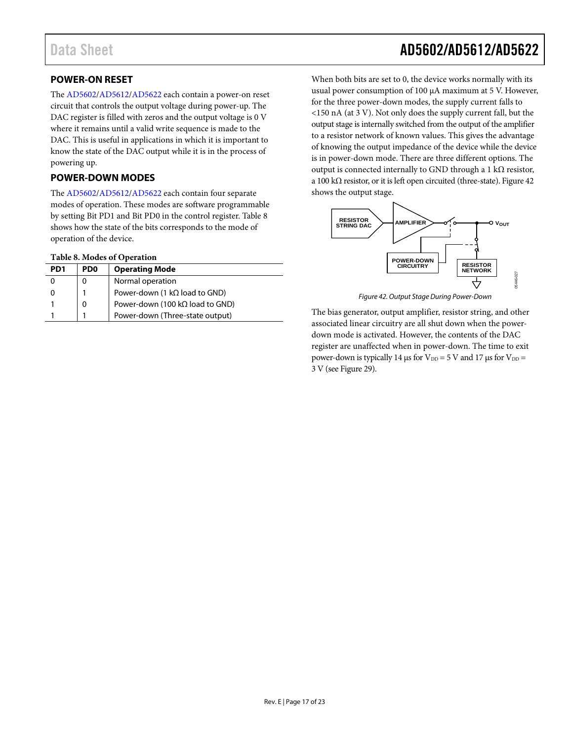## POWER-ON RESET

The AD5602/AD5612/AD5622 each contain a power-on reset circuit that controls the output voltage during power-up. The DAC register is filled with zeros and the output voltage is 0 V where it remains until a valid write sequence is made to the DAC. This is useful in applications in which it is important to know the state of the DAC output while it is in the process of powering up.

## POWER-DOWN MODES

The AD5602/AD5612/AD5622 each contain four separate modes of operation. These modes are software programmable by setting Bit PD1 and Bit PD0 in the control register. Table 8 shows how the state of the bits corresponds to the mode of operation of the device.

**Table 8. Modes of Operation**

| PD1 | PD0 | Operating Mode |
|---|---|---|
| 0 | 0 | Normal operation |
| 0 | 1 | Power-down (1 kΩ load to GND) |
| 1 | 0 | Power-down (100 kΩ load to GND) |
| 1 | 1 | Power-down (Three-state output) |

When both bits are set to 0, the device works normally with its usual power consumption of 100 µA maximum at 5 V. However, for the three power-down modes, the supply current falls to <150 nA (at 3 V). Not only does the supply current fall, but the output stage is internally switched from the output of the amplifier to a resistor network of known values. This gives the advantage of knowing the output impedance of the device while the device is in power-down mode. There are three different options. The output is connected internally to GND through a 1 kΩ resistor, a 100 kΩ resistor, or it is left open circuited (three-state). Figure 42 shows the output stage.

*Figure 42. Output Stage During Power-Down*

The bias generator, output amplifier, resistor string, and other associated linear circuitry are all shut down when the power-down mode is activated. However, the contents of the DAC register are unaffected when in power-down. The time to exit power-down is typically 14 µs for $V_{DD}$ = 5 V and 17 µs for $V_{DD}$ = 3 V (see Figure 29).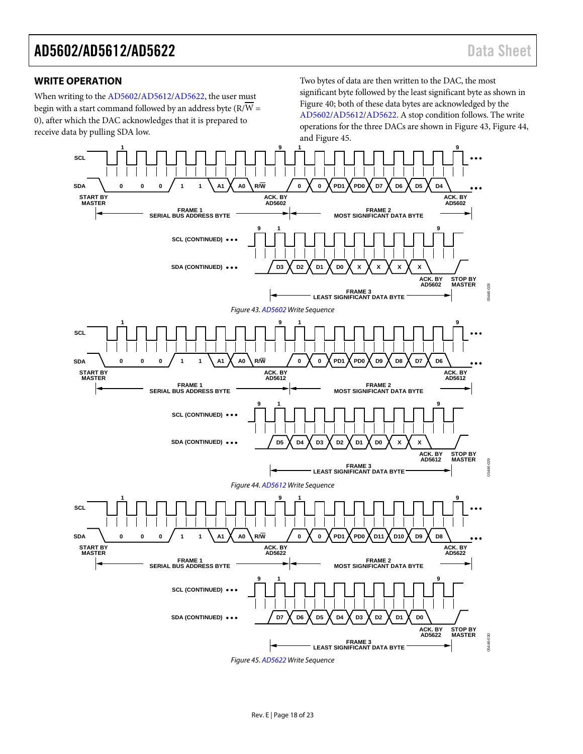## WRITE OPERATION

When writing to the AD5602/AD5612/AD5622, the user must begin with a start command followed by an address byte (R/$\overline{W}$ = 0), after which the DAC acknowledges that it is prepared to receive data by pulling SDA low.

Two bytes of data are then written to the DAC, the most significant byte followed by the least significant byte as shown in Figure 40; both of these data bytes are acknowledged by the AD5602/AD5612/AD5622. A stop condition follows. The write operations for the three DACs are shown in Figure 43, Figure 44, and Figure 45.

*Figure 43. AD5602 Write Sequence*

*Figure 44. AD5612 Write Sequence*

*Figure 45. AD5622 Write Sequence*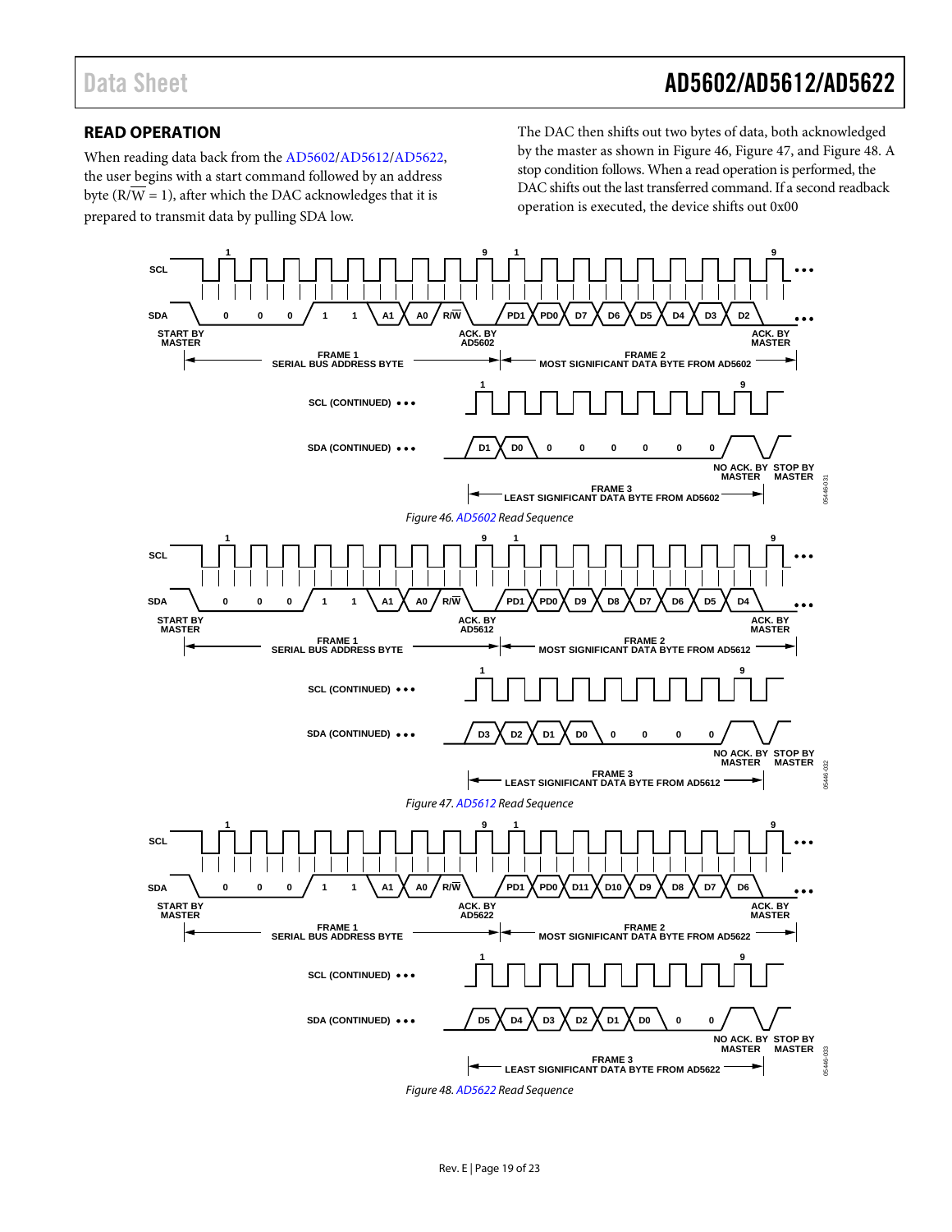## READ OPERATION

When reading data back from the AD5602/AD5612/AD5622, the user begins with a start command followed by an address byte ($R/\overline{W}$ = 1), after which the DAC acknowledges that it is prepared to transmit data by pulling SDA low.

The DAC then shifts out two bytes of data, both acknowledged by the master as shown in Figure 46, Figure 47, and Figure 48. A stop condition follows. When a read operation is performed, the DAC shifts out the last transferred command. If a second readback operation is executed, the device shifts out 0x00

*Figure 46. AD5602 Read Sequence*

*Figure 47. AD5612 Read Sequence*

*Figure 48. AD5622 Read Sequence*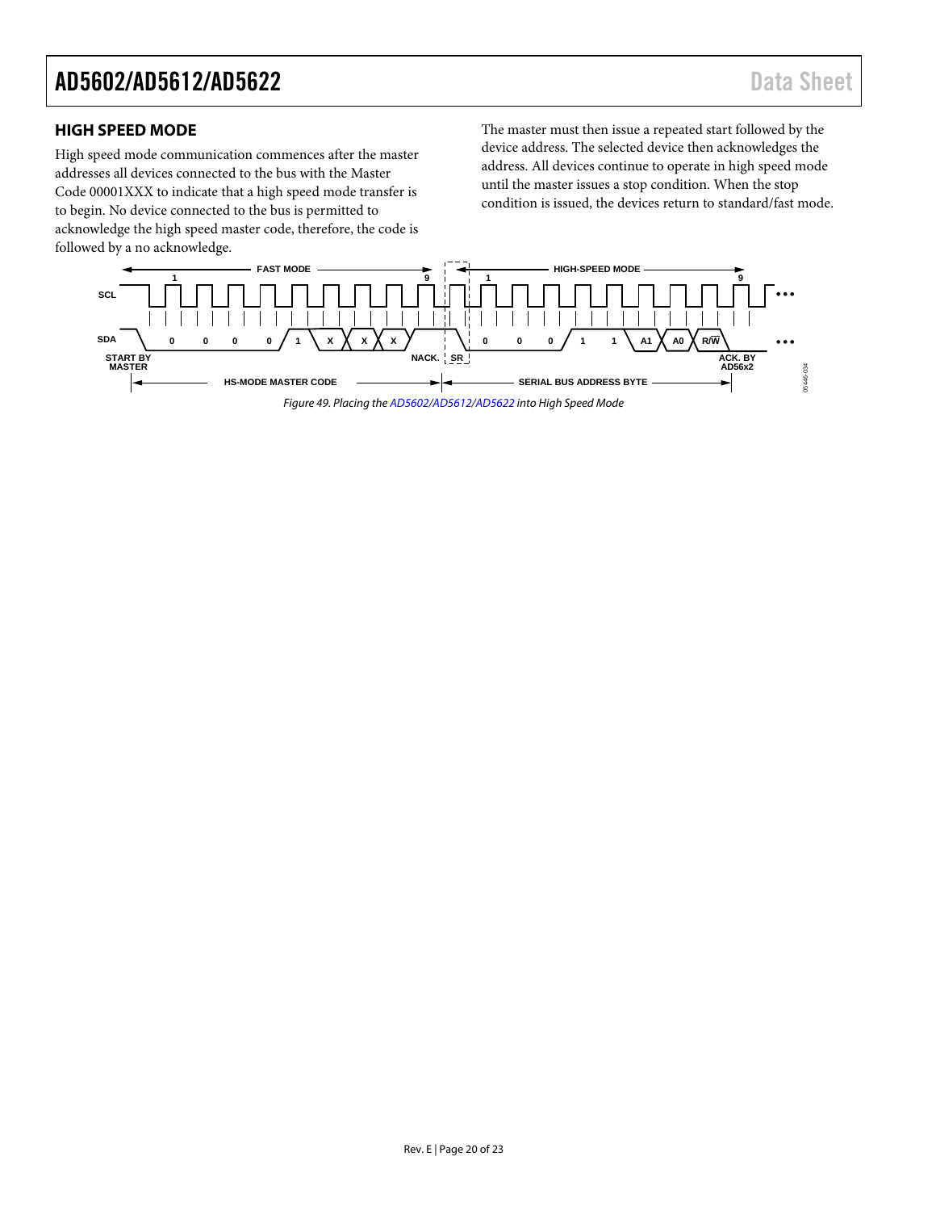## HIGH SPEED MODE

High speed mode communication commences after the master addresses all devices connected to the bus with the Master Code 00001XXX to indicate that a high speed mode transfer is to begin. No device connected to the bus is permitted to acknowledge the high speed master code, therefore, the code is followed by a no acknowledge.

The master must then issue a repeated start followed by the device address. The selected device then acknowledges the address. All devices continue to operate in high speed mode until the master issues a stop condition. When the stop condition is issued, the devices return to standard/fast mode.

*Figure 49. Placing the AD5602/AD5612/AD5622 into High Speed Mode*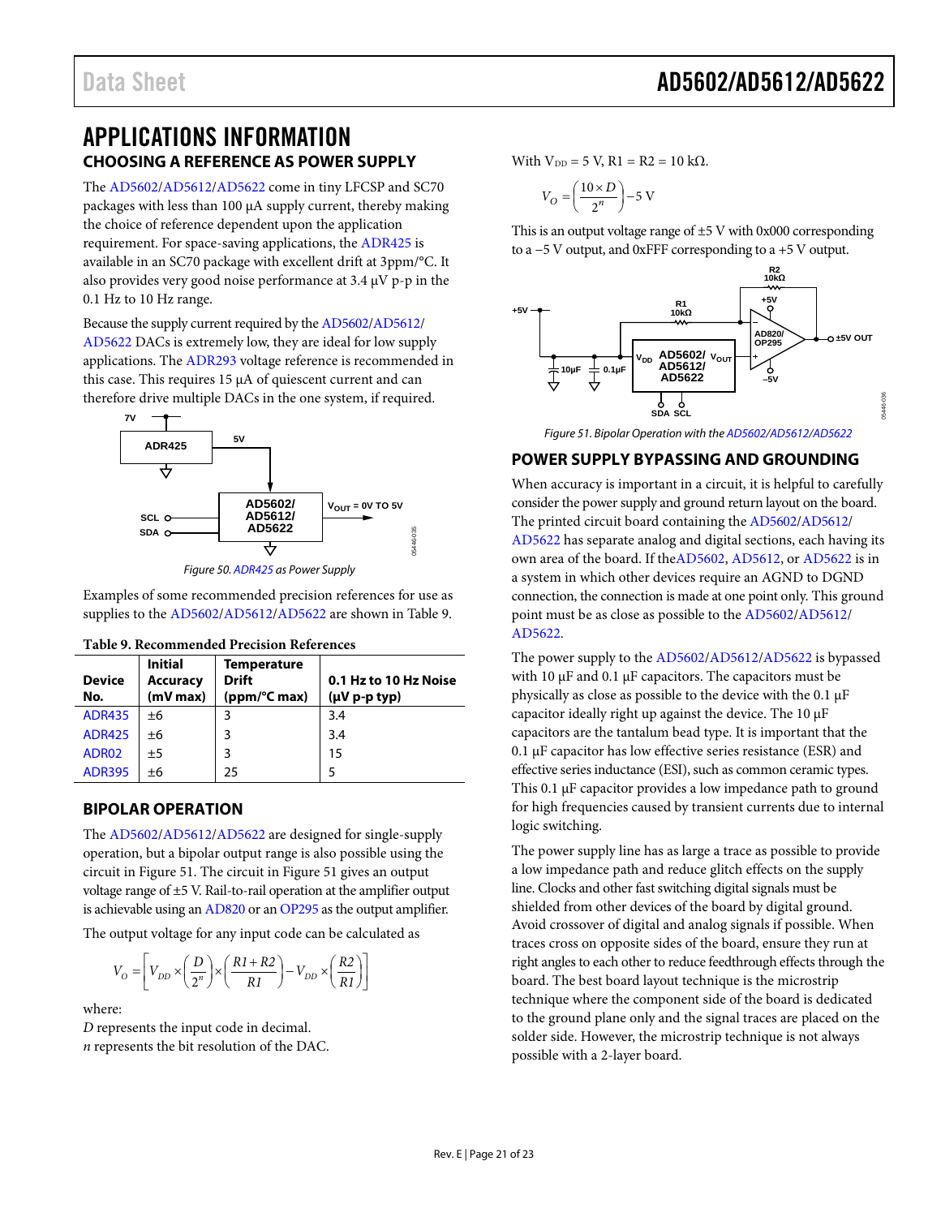# APPLICATIONS INFORMATION

## CHOOSING A REFERENCE AS POWER SUPPLY

The AD5602/AD5612/AD5622 come in tiny LFCSP and SC70 packages with less than 100 µA supply current, thereby making the choice of reference dependent upon the application requirement. For space-saving applications, the ADR425 is available in an SC70 package with excellent drift at 3ppm/°C. It also provides very good noise performance at 3.4 µV p-p in the 0.1 Hz to 10 Hz range.

Because the supply current required by the AD5602/AD5612/AD5622 DACs is extremely low, they are ideal for low supply applications. The ADR293 voltage reference is recommended in this case. This requires 15 µA of quiescent current and can therefore drive multiple DACs in the one system, if required.

Figure 50. ADR425 as Power Supply

Examples of some recommended precision references for use as supplies to the AD5602/AD5612/AD5622 are shown in Table 9.

**Table 9. Recommended Precision References**

| Device No. | Initial Accuracy (mV max) | Temperature Drift (ppm/°C max) | 0.1 Hz to 10 Hz Noise (µV p-p typ) |
|---|---|---|---|
| ADR435 | ±6 | 3 | 3.4 |
| ADR425 | ±6 | 3 | 3.4 |
| ADR02 | ±5 | 3 | 15 |
| ADR395 | ±6 | 25 | 5 |

## BIPOLAR OPERATION

The AD5602/AD5612/AD5622 are designed for single-supply operation, but a bipolar output range is also possible using the circuit in Figure 51. The circuit in Figure 51 gives an output voltage range of ±5 V. Rail-to-rail operation at the amplifier output is achievable using an AD820 or an OP295 as the output amplifier.

The output voltage for any input code can be calculated as

$$V_O = \left[ V_{DD} \times \left( \frac{D}{2^n} \right) \times \left( \frac{R1 + R2}{R1} \right) - V_{DD} \times \left( \frac{R2}{R1} \right) \right]$$

where:
*D* represents the input code in decimal.
*n* represents the bit resolution of the DAC.

With $V_{DD}$ = 5 V, R1 = R2 = 10 kΩ.

$$V_O = \left( \frac{10 \times D}{2^n} \right) - 5\text{ V}$$

This is an output voltage range of ±5 V with 0x000 corresponding to a −5 V output, and 0xFFF corresponding to a +5 V output.

Figure 51. Bipolar Operation with the AD5602/AD5612/AD5622

## POWER SUPPLY BYPASSING AND GROUNDING

When accuracy is important in a circuit, it is helpful to carefully consider the power supply and ground return layout on the board. The printed circuit board containing the AD5602/AD5612/AD5622 has separate analog and digital sections, each having its own area of the board. If theAD5602, AD5612, or AD5622 is in a system in which other devices require an AGND to DGND connection, the connection is made at one point only. This ground point must be as close as possible to the AD5602/AD5612/AD5622.

The power supply to the AD5602/AD5612/AD5622 is bypassed with 10 µF and 0.1 µF capacitors. The capacitors must be physically as close as possible to the device with the 0.1 µF capacitor ideally right up against the device. The 10 µF capacitors are the tantalum bead type. It is important that the 0.1 µF capacitor has low effective series resistance (ESR) and effective series inductance (ESI), such as common ceramic types. This 0.1 µF capacitor provides a low impedance path to ground for high frequencies caused by transient currents due to internal logic switching.

The power supply line has as large a trace as possible to provide a low impedance path and reduce glitch effects on the supply line. Clocks and other fast switching digital signals must be shielded from other devices of the board by digital ground. Avoid crossover of digital and analog signals if possible. When traces cross on opposite sides of the board, ensure they run at right angles to each other to reduce feedthrough effects through the board. The best board layout technique is the microstrip technique where the component side of the board is dedicated to the ground plane only and the signal traces are placed on the solder side. However, the microstrip technique is not always possible with a 2-layer board.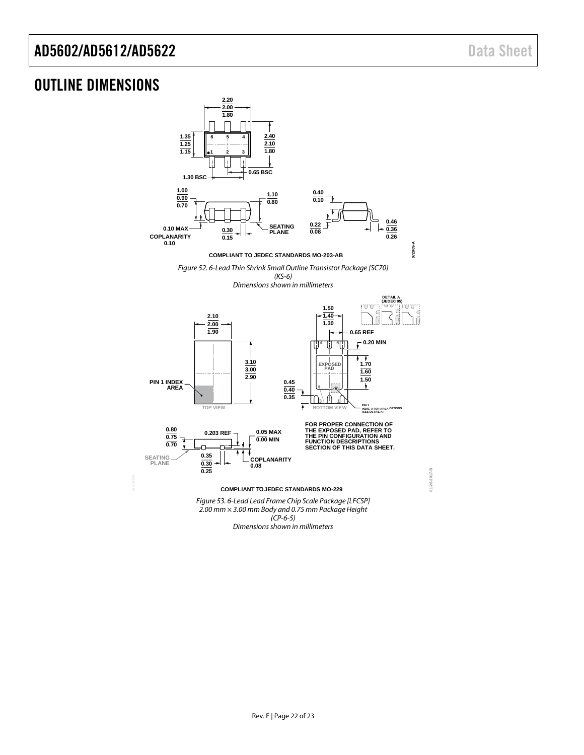## OUTLINE DIMENSIONS

COMPLIANT TO JEDEC STANDARDS MO-203-AB

*Figure 52. 6-Lead Thin Shrink Small Outline Transistor Package [SC70] (KS-6)*
*Dimensions shown in millimeters*

FOR PROPER CONNECTION OF THE EXPOSED PAD, REFER TO THE PIN CONFIGURATION AND FUNCTION DESCRIPTIONS SECTION OF THIS DATA SHEET.

COMPLIANT TO JEDEC STANDARDS MO-229

*Figure 53. 6-Lead Lead Frame Chip Scale Package [LFCSP]*
*2.00 mm × 3.00 mm Body and 0.75 mm Package Height*
*(CP-6-5)*
*Dimensions shown in millimeters*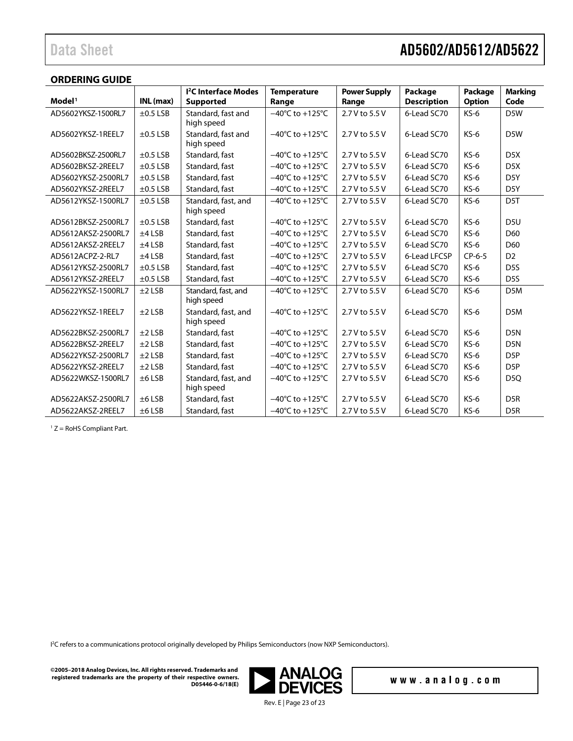## ORDERING GUIDE

| Model[1] | INL (max) | $I^2C$ Interface Modes Supported | Temperature Range | Power Supply Range | Package Description | Package Option | Marking Code |
|---|---|---|---|---|---|---|---|
| AD5602YKSZ-1500RL7 | ±0.5 LSB | Standard, fast and high speed | −40°C to +125°C | 2.7 V to 5.5 V | 6-Lead SC70 | KS-6 | D5W |
| AD5602YKSZ-1REEL7 | ±0.5 LSB | Standard, fast and high speed | −40°C to +125°C | 2.7 V to 5.5 V | 6-Lead SC70 | KS-6 | D5W |
| AD5602BKSZ-2500RL7 | ±0.5 LSB | Standard, fast | −40°C to +125°C | 2.7 V to 5.5 V | 6-Lead SC70 | KS-6 | D5X |
| AD5602BKSZ-2REEL7 | ±0.5 LSB | Standard, fast | −40°C to +125°C | 2.7 V to 5.5 V | 6-Lead SC70 | KS-6 | D5X |
| AD5602YKSZ-2500RL7 | ±0.5 LSB | Standard, fast | −40°C to +125°C | 2.7 V to 5.5 V | 6-Lead SC70 | KS-6 | D5Y |
| AD5602YKSZ-2REEL7 | ±0.5 LSB | Standard, fast | −40°C to +125°C | 2.7 V to 5.5 V | 6-Lead SC70 | KS-6 | D5Y |
| AD5612YKSZ-1500RL7 | ±0.5 LSB | Standard, fast, and high speed | −40°C to +125°C | 2.7 V to 5.5 V | 6-Lead SC70 | KS-6 | D5T |
| AD5612BKSZ-2500RL7 | ±0.5 LSB | Standard, fast | −40°C to +125°C | 2.7 V to 5.5 V | 6-Lead SC70 | KS-6 | D5U |
| AD5612AKSZ-2500RL7 | ±4 LSB | Standard, fast | −40°C to +125°C | 2.7 V to 5.5 V | 6-Lead SC70 | KS-6 | D60 |
| AD5612AKSZ-2REEL7 | ±4 LSB | Standard, fast | −40°C to +125°C | 2.7 V to 5.5 V | 6-Lead SC70 | KS-6 | D60 |
| AD5612ACPZ-2-RL7 | ±4 LSB | Standard, fast | −40°C to +125°C | 2.7 V to 5.5 V | 6-Lead LFCSP | CP-6-5 | D2 |
| AD5612YKSZ-2500RL7 | ±0.5 LSB | Standard, fast | −40°C to +125°C | 2.7 V to 5.5 V | 6-Lead SC70 | KS-6 | D5S |
| AD5612YKSZ-2REEL7 | ±0.5 LSB | Standard, fast | −40°C to +125°C | 2.7 V to 5.5 V | 6-Lead SC70 | KS-6 | D5S |
| AD5622YKSZ-1500RL7 | ±2 LSB | Standard, fast, and high speed | −40°C to +125°C | 2.7 V to 5.5 V | 6-Lead SC70 | KS-6 | D5M |
| AD5622YKSZ-1REEL7 | ±2 LSB | Standard, fast, and high speed | −40°C to +125°C | 2.7 V to 5.5 V | 6-Lead SC70 | KS-6 | D5M |
| AD5622BKSZ-2500RL7 | ±2 LSB | Standard, fast | −40°C to +125°C | 2.7 V to 5.5 V | 6-Lead SC70 | KS-6 | D5N |
| AD5622BKSZ-2REEL7 | ±2 LSB | Standard, fast | −40°C to +125°C | 2.7 V to 5.5 V | 6-Lead SC70 | KS-6 | D5N |
| AD5622YKSZ-2500RL7 | ±2 LSB | Standard, fast | −40°C to +125°C | 2.7 V to 5.5 V | 6-Lead SC70 | KS-6 | D5P |
| AD5622YKSZ-2REEL7 | ±2 LSB | Standard, fast | −40°C to +125°C | 2.7 V to 5.5 V | 6-Lead SC70 | KS-6 | D5P |
| AD5622WKSZ-1500RL7 | ±6 LSB | Standard, fast, and high speed | −40°C to +125°C | 2.7 V to 5.5 V | 6-Lead SC70 | KS-6 | D5Q |
| AD5622AKSZ-2500RL7 | ±6 LSB | Standard, fast | −40°C to +125°C | 2.7 V to 5.5 V | 6-Lead SC70 | KS-6 | D5R |
| AD5622AKSZ-2REEL7 | ±6 LSB | Standard, fast | −40°C to +125°C | 2.7 V to 5.5 V | 6-Lead SC70 | KS-6 | D5R |

[1] Z = RoHS Compliant Part.

$I^2C$ refers to a communications protocol originally developed by Philips Semiconductors (now NXP Semiconductors).

©2005–2018 Analog Devices, Inc. All rights reserved. Trademarks and registered trademarks are the property of their respective owners. D05446-0-6/18(E)

www.analog.com